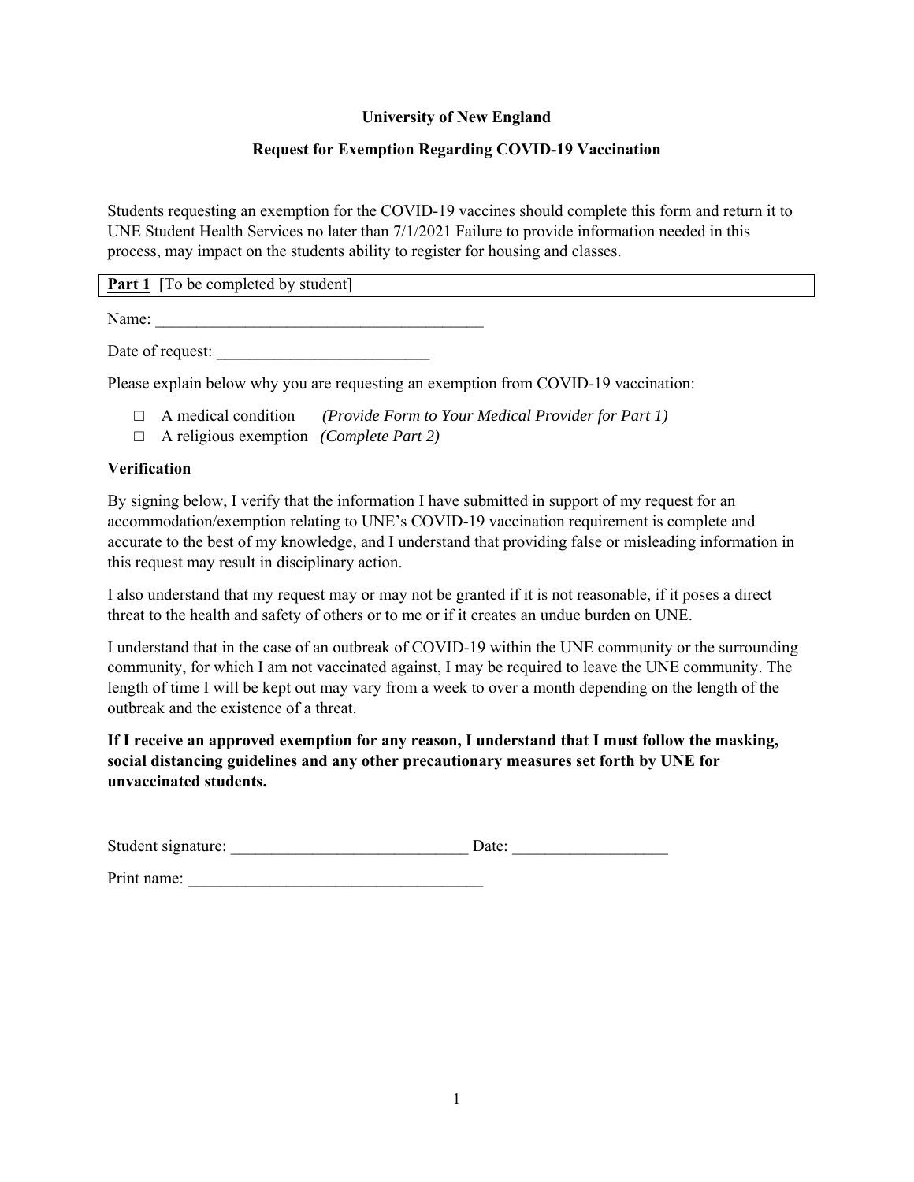**University of New England**

**Request for Exemption Regarding COVID-19 Vaccination**

Students requesting an exemption for the COVID-19 vaccines should complete this form and return it to UNE Student Health Services no later than 7/1/2021 Failure to provide information needed in this process, may impact on the students ability to register for housing and classes.

**Part 1** [To be completed by student]

Name: ________________________________________

Date of request: __________________________

Please explain below why you are requesting an exemption from COVID-19 vaccination:

- □ A medical condition *(Provide Form to Your Medical Provider for Part 1)*
- □ A religious exemption *(Complete Part 2)*

**Verification**

By signing below, I verify that the information I have submitted in support of my request for an accommodation/exemption relating to UNE's COVID-19 vaccination requirement is complete and accurate to the best of my knowledge, and I understand that providing false or misleading information in this request may result in disciplinary action.

I also understand that my request may or may not be granted if it is not reasonable, if it poses a direct threat to the health and safety of others or to me or if it creates an undue burden on UNE.

I understand that in the case of an outbreak of COVID-19 within the UNE community or the surrounding community, for which I am not vaccinated against, I may be required to leave the UNE community. The length of time I will be kept out may vary from a week to over a month depending on the length of the outbreak and the existence of a threat.

**If I receive an approved exemption for any reason, I understand that I must follow the masking, social distancing guidelines and any other precautionary measures set forth by UNE for unvaccinated students.**

Student signature: _____________________________ Date: ___________________

Print name: ____________________________________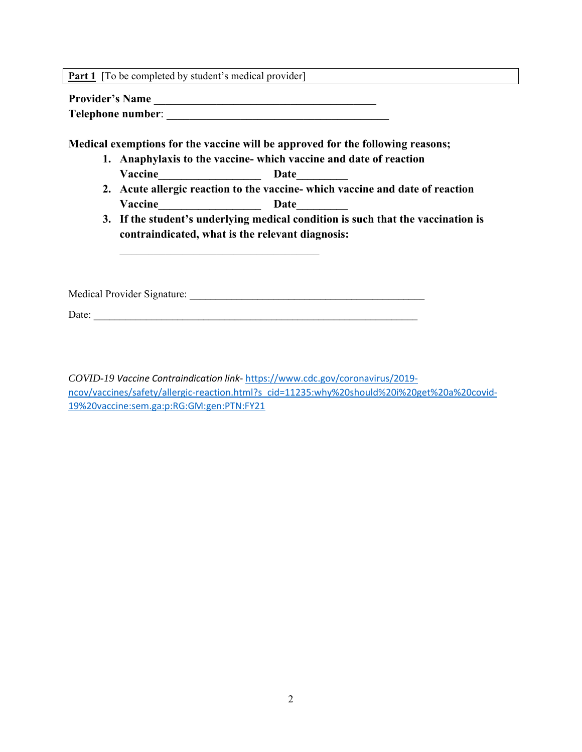**Part 1** [To be completed by student's medical provider]

**Provider's Name** ________________________________________

**Telephone number**: ________________________________________

**Medical exemptions for the vaccine will be approved for the following reasons;**

1. **Anaphylaxis to the vaccine- which vaccine and date of reaction**
   **Vaccine__________________ Date_________**
2. **Acute allergic reaction to the vaccine- which vaccine and date of reaction**
   **Vaccine__________________ Date_________**
3. **If the student's underlying medical condition is such that the vaccination is contraindicated, what is the relevant diagnosis:**

   ____________________________________

Medical Provider Signature: ____________________________________________

Date: ______________________________________________________________

*COVID-19 Vaccine Contraindication link-* https://www.cdc.gov/coronavirus/2019-ncov/vaccines/safety/allergic-reaction.html?s_cid=11235:why%20should%20i%20get%20a%20covid-19%20vaccine:sem.ga:p:RG:GM:gen:PTN:FY21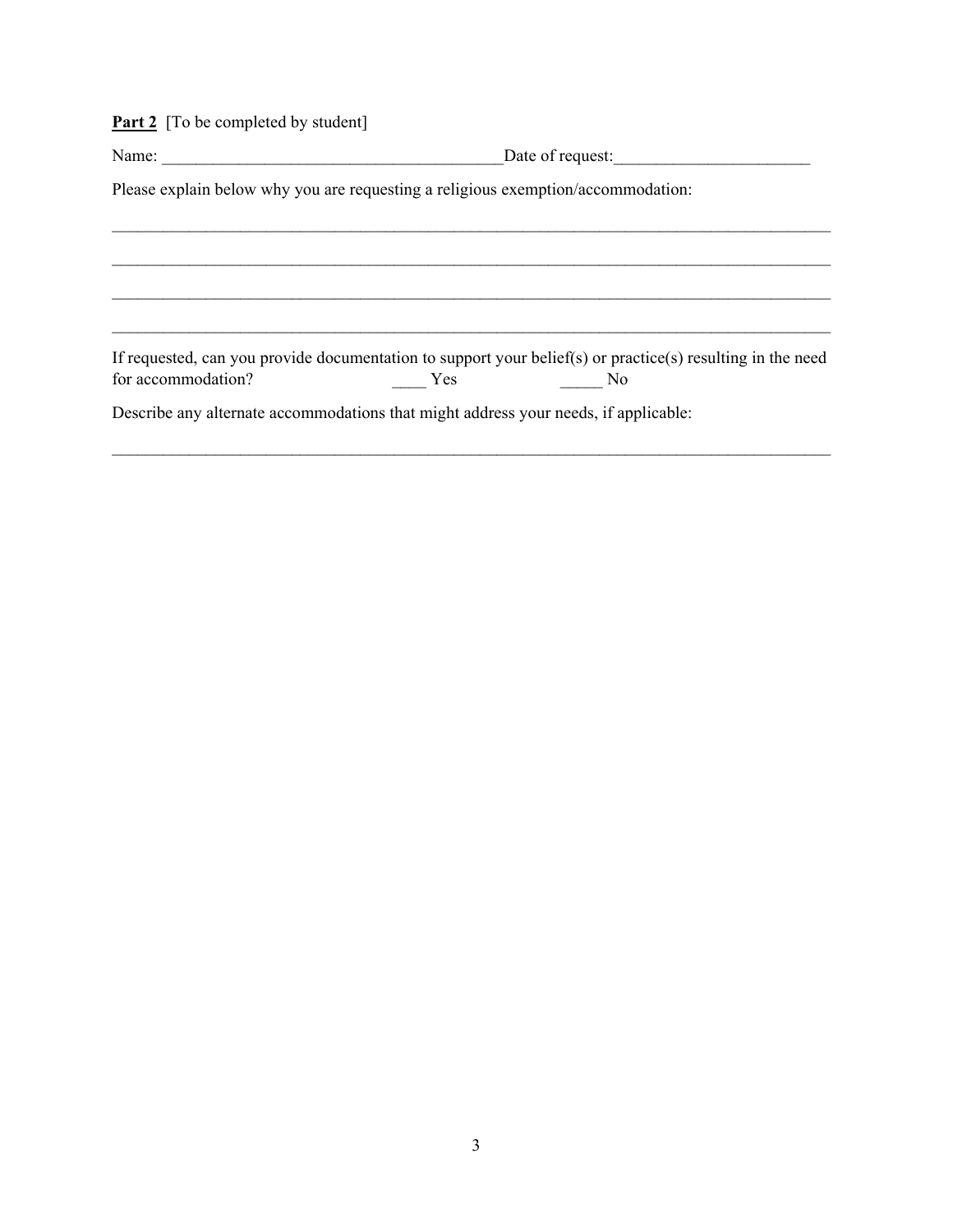**Part 2** [To be completed by student]

Name: ________________________________________Date of request:______________________

Please explain below why you are requesting a religious exemption/accommodation:

____________________________________________________________________________________

____________________________________________________________________________________

____________________________________________________________________________________

____________________________________________________________________________________

If requested, can you provide documentation to support your belief(s) or practice(s) resulting in the need for accommodation? ____ Yes _____ No

Describe any alternate accommodations that might address your needs, if applicable:

____________________________________________________________________________________